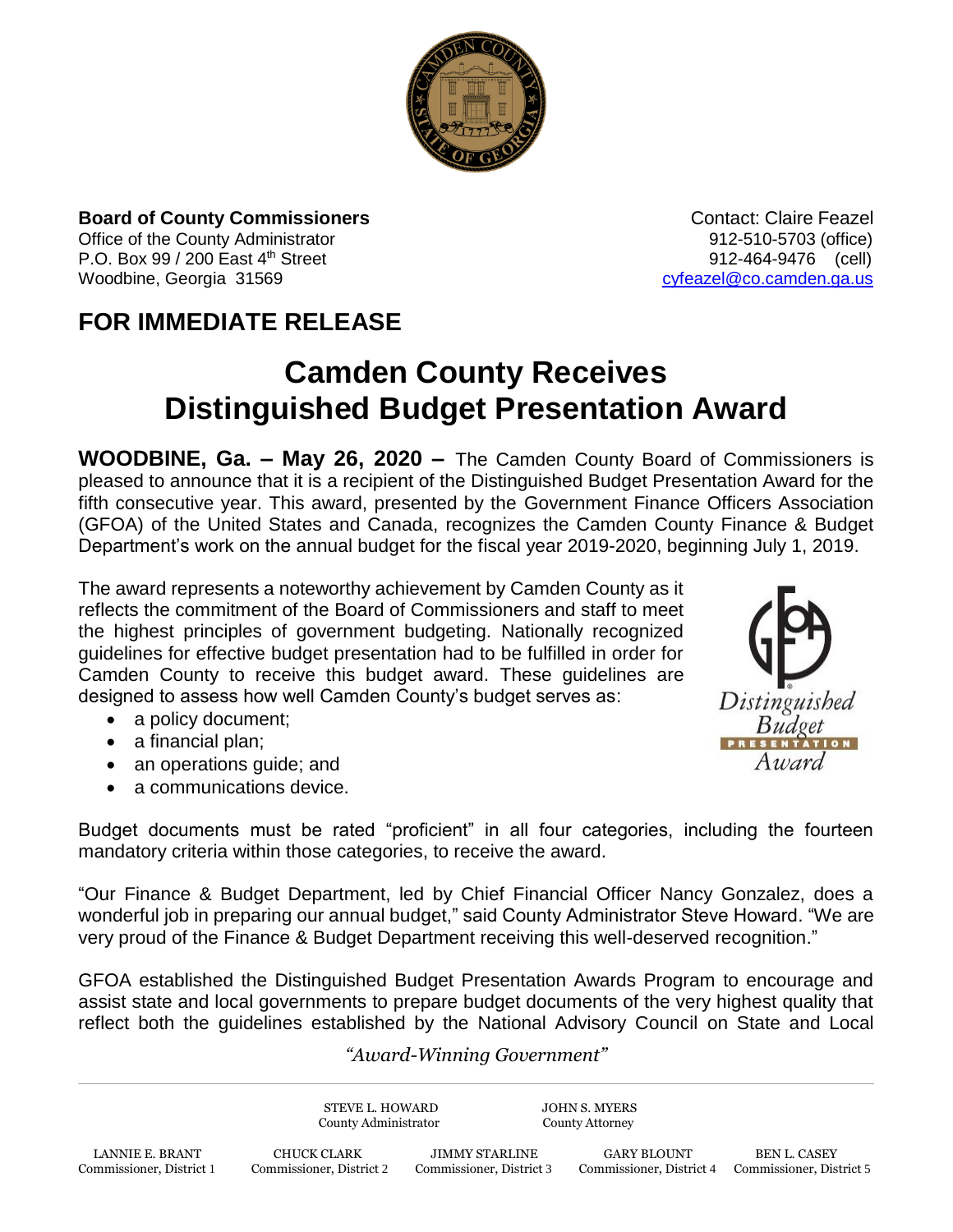**Board of County Commissioners**
Office of the County Administrator
P.O. Box 99 / 200 East 4th Street
Woodbine, Georgia 31569

Contact: Claire Feazel
912-510-5703 (office)
912-464-9476 (cell)
cyfeazel@co.camden.ga.us

## FOR IMMEDIATE RELEASE

# Camden County Receives Distinguished Budget Presentation Award

**WOODBINE, Ga. – May 26, 2020 –** The Camden County Board of Commissioners is pleased to announce that it is a recipient of the Distinguished Budget Presentation Award for the fifth consecutive year. This award, presented by the Government Finance Officers Association (GFOA) of the United States and Canada, recognizes the Camden County Finance & Budget Department's work on the annual budget for the fiscal year 2019-2020, beginning July 1, 2019.

The award represents a noteworthy achievement by Camden County as it reflects the commitment of the Board of Commissioners and staff to meet the highest principles of government budgeting. Nationally recognized guidelines for effective budget presentation had to be fulfilled in order for Camden County to receive this budget award. These guidelines are designed to assess how well Camden County's budget serves as:

- a policy document;
- a financial plan;
- an operations guide; and
- a communications device.

Budget documents must be rated "proficient" in all four categories, including the fourteen mandatory criteria within those categories, to receive the award.

"Our Finance & Budget Department, led by Chief Financial Officer Nancy Gonzalez, does a wonderful job in preparing our annual budget," said County Administrator Steve Howard. "We are very proud of the Finance & Budget Department receiving this well-deserved recognition."

GFOA established the Distinguished Budget Presentation Awards Program to encourage and assist state and local governments to prepare budget documents of the very highest quality that reflect both the guidelines established by the National Advisory Council on State and Local

*"Award-Winning Government"*

STEVE L. HOWARD, County Administrator
JOHN S. MYERS, County Attorney

LANNIE E. BRANT, Commissioner, District 1
CHUCK CLARK, Commissioner, District 2
JIMMY STARLINE, Commissioner, District 3
GARY BLOUNT, Commissioner, District 4
BEN L. CASEY, Commissioner, District 5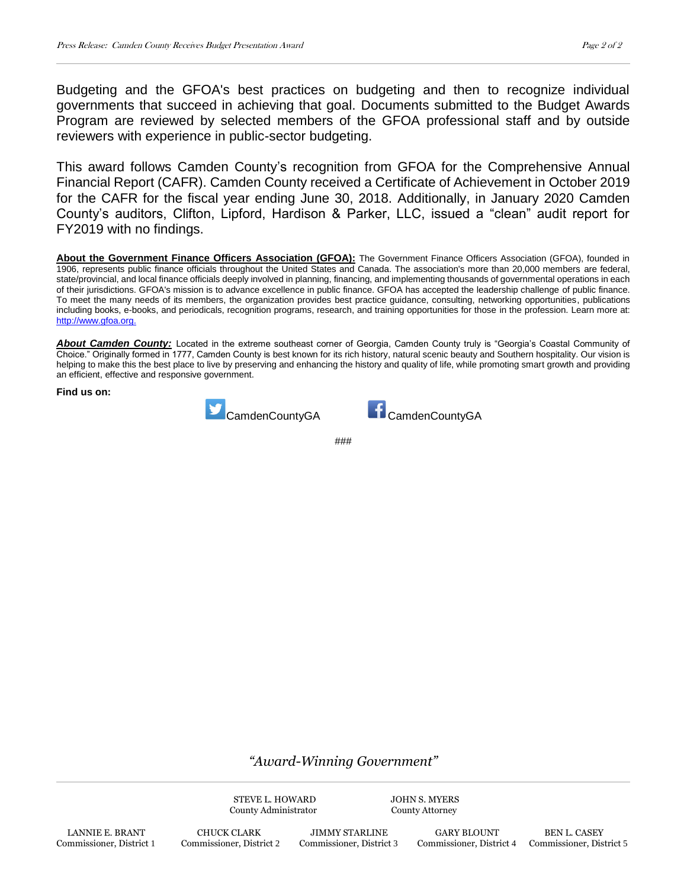Budgeting and the GFOA's best practices on budgeting and then to recognize individual governments that succeed in achieving that goal. Documents submitted to the Budget Awards Program are reviewed by selected members of the GFOA professional staff and by outside reviewers with experience in public-sector budgeting.

This award follows Camden County's recognition from GFOA for the Comprehensive Annual Financial Report (CAFR). Camden County received a Certificate of Achievement in October 2019 for the CAFR for the fiscal year ending June 30, 2018. Additionally, in January 2020 Camden County's auditors, Clifton, Lipford, Hardison & Parker, LLC, issued a "clean" audit report for FY2019 with no findings.

**About the Government Finance Officers Association (GFOA):** The Government Finance Officers Association (GFOA), founded in 1906, represents public finance officials throughout the United States and Canada. The association's more than 20,000 members are federal, state/provincial, and local finance officials deeply involved in planning, financing, and implementing thousands of governmental operations in each of their jurisdictions. GFOA's mission is to advance excellence in public finance. GFOA has accepted the leadership challenge of public finance. To meet the many needs of its members, the organization provides best practice guidance, consulting, networking opportunities, publications including books, e-books, and periodicals, recognition programs, research, and training opportunities for those in the profession. Learn more at: http://www.gfoa.org.

***About Camden County:*** Located in the extreme southeast corner of Georgia, Camden County truly is "Georgia's Coastal Community of Choice." Originally formed in 1777, Camden County is best known for its rich history, natural scenic beauty and Southern hospitality. Our vision is helping to make this the best place to live by preserving and enhancing the history and quality of life, while promoting smart growth and providing an efficient, effective and responsive government.

**Find us on:**

CamdenCountyGA CamdenCountyGA

###

*"Award-Winning Government"*

STEVE L. HOWARD
County Administrator

JOHN S. MYERS
County Attorney

LANNIE E. BRANT
Commissioner, District 1

CHUCK CLARK
Commissioner, District 2

JIMMY STARLINE
Commissioner, District 3

GARY BLOUNT
Commissioner, District 4

BEN L. CASEY
Commissioner, District 5